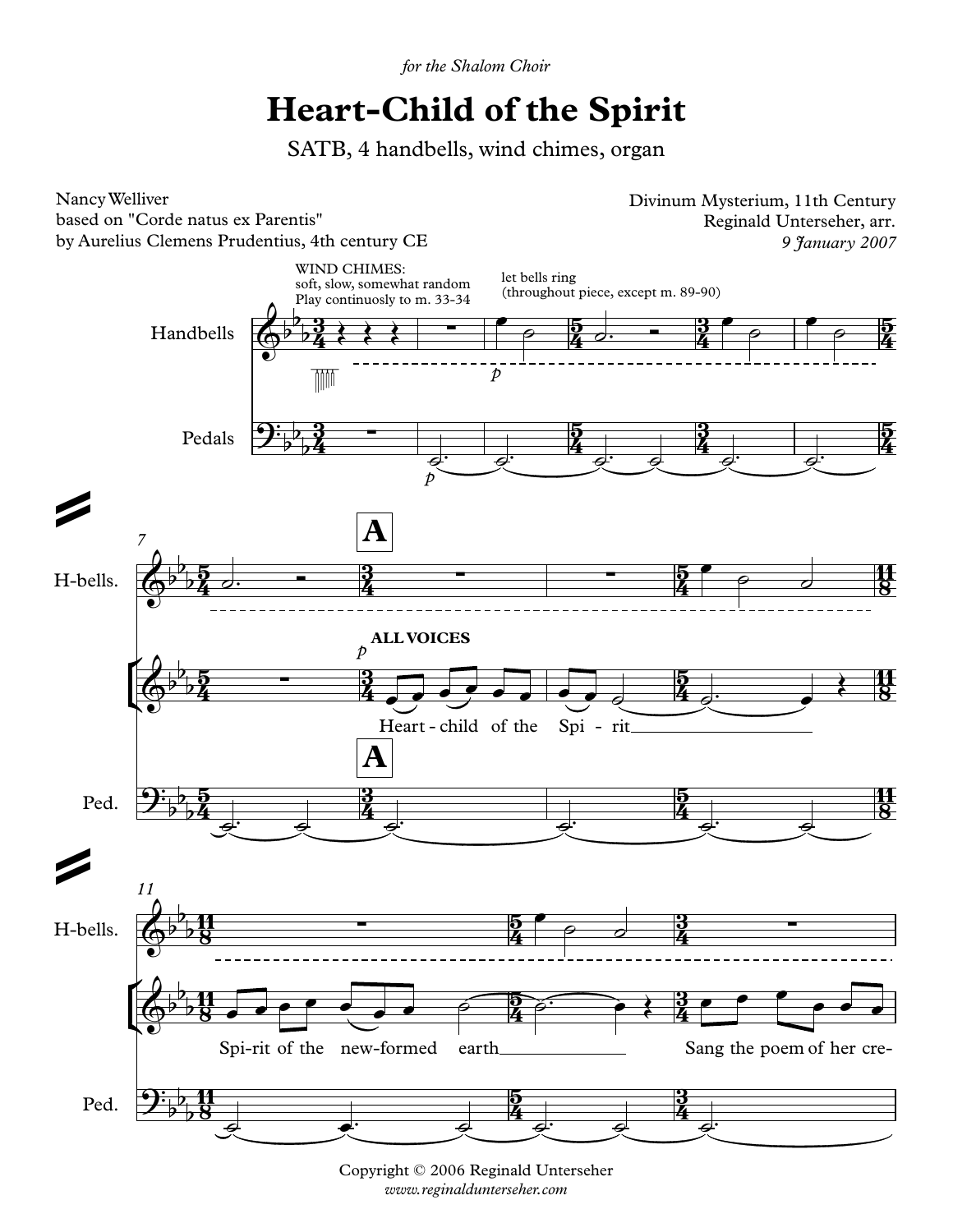*for the Shalom Choir*

# Heart-Child of the Spirit

SATB, 4 handbells, wind chimes, organ

Nancy Welliver
based on "Corde natus ex Parentis"
by Aurelius Clemens Prudentius, 4th century CE

Divinum Mysterium, 11th Century
Reginald Unterseher, arr.
*9 January 2007*

WIND CHIMES:
soft, slow, somewhat random
Play continuosly to m. 33-34

let bells ring
(throughout piece, except m. 89-90)

Handbells

Pedals

H-bells.

**A**

**ALL VOICES**

Heart - child of the Spi - rit

Ped.

Spi-rit of the new-formed earth

Sang the poem of her cre-

Copyright © 2006 Reginald Unterseher
*www.reginaldunterseher.com*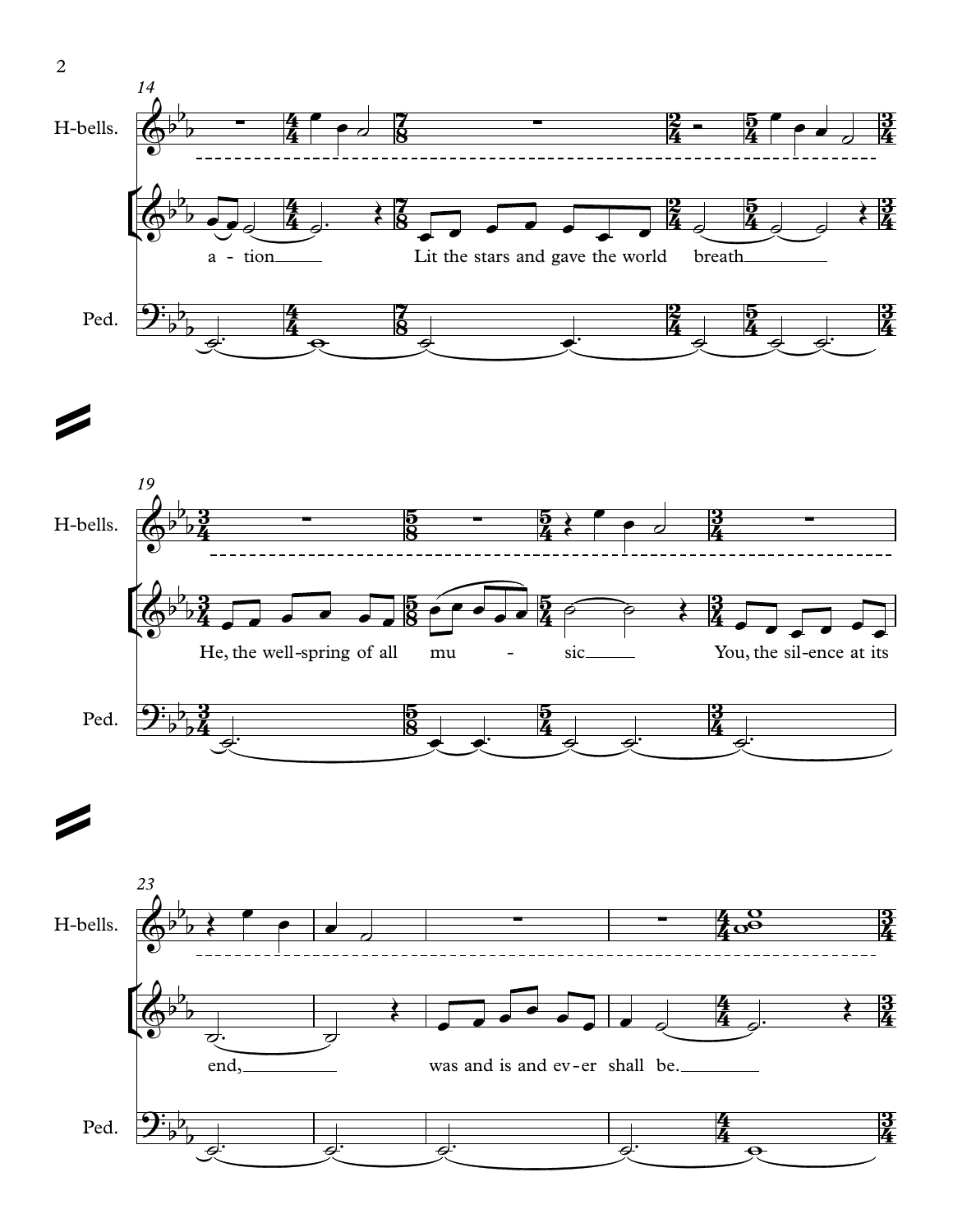14

H-bells.

a - tion Lit the stars and gave the world breath

Ped.

19

H-bells.

He, the well-spring of all mu - sic You, the sil-ence at its

Ped.

23

H-bells.

end, was and is and ev-er shall be.

Ped.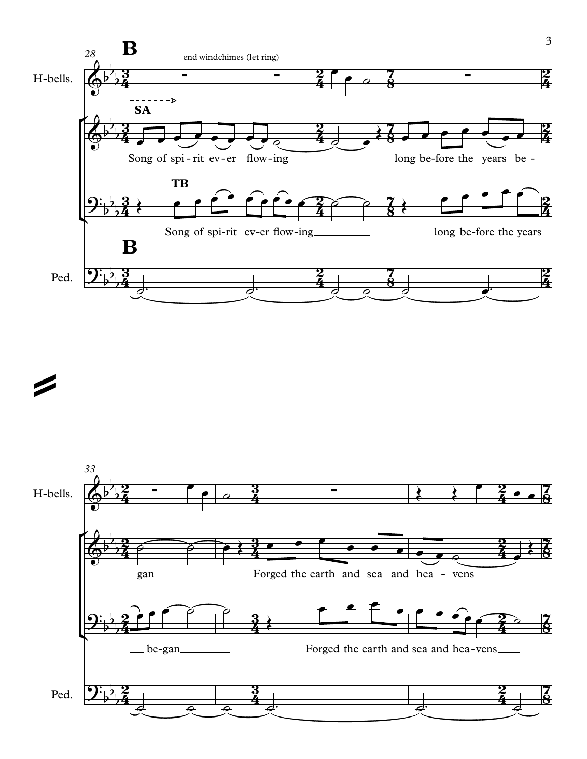**B**

end windchimes (let ring)

H-bells.

SA

Song of spi - rit ev - er flow - ing long be - fore the years be - gan Forged the earth and sea and hea - vens

TB

Song of spi - rit ev - er flow - ing long be - fore the years be - gan Forged the earth and sea and hea - vens

**B**

Ped.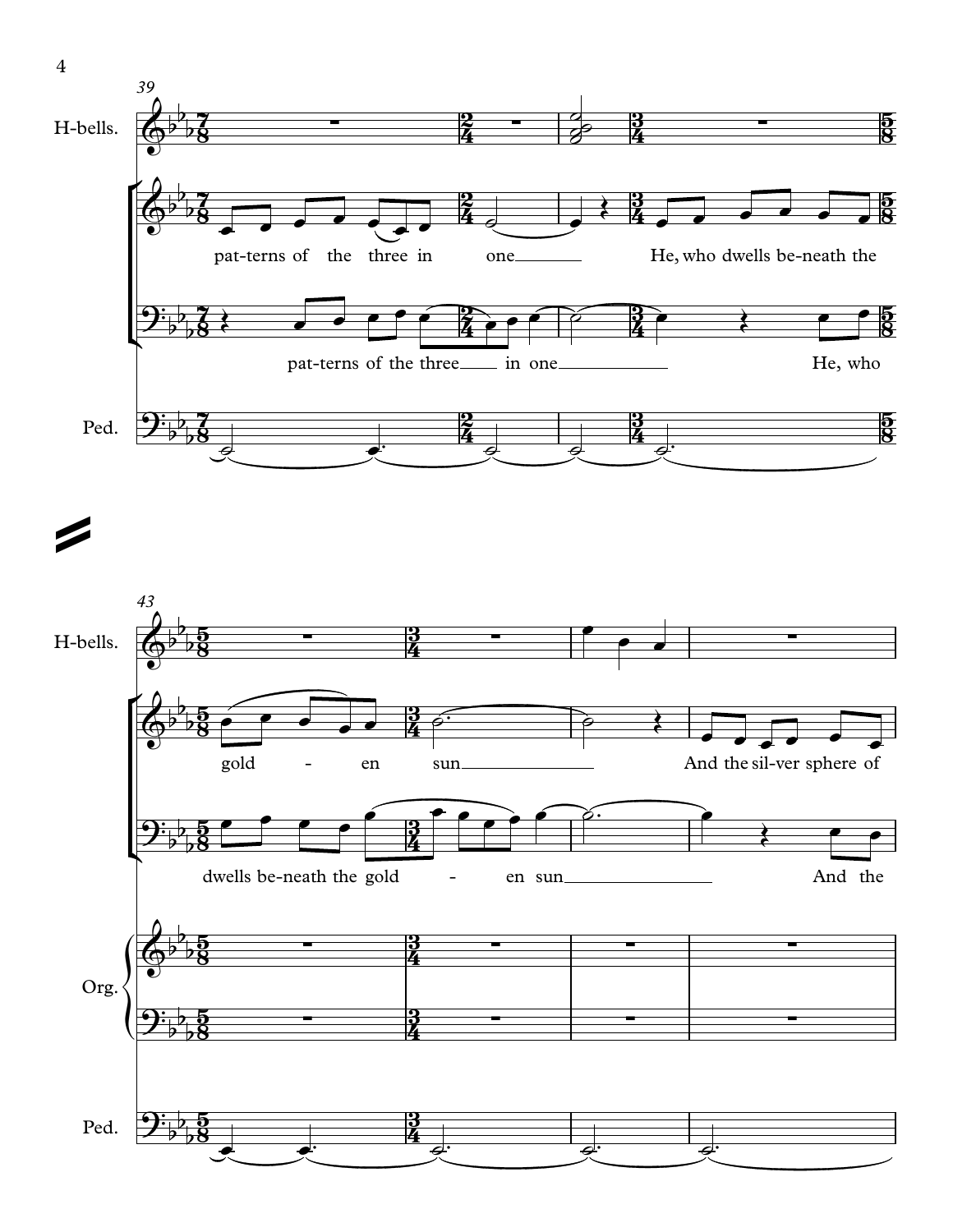39

H-bells.

pat-terns of the three in one He, who dwells be-neath the

pat-terns of the three in one He, who

Ped.

43

H-bells.

gold - en sun And the sil-ver sphere of

dwells be-neath the gold - en sun And the

Org.

Ped.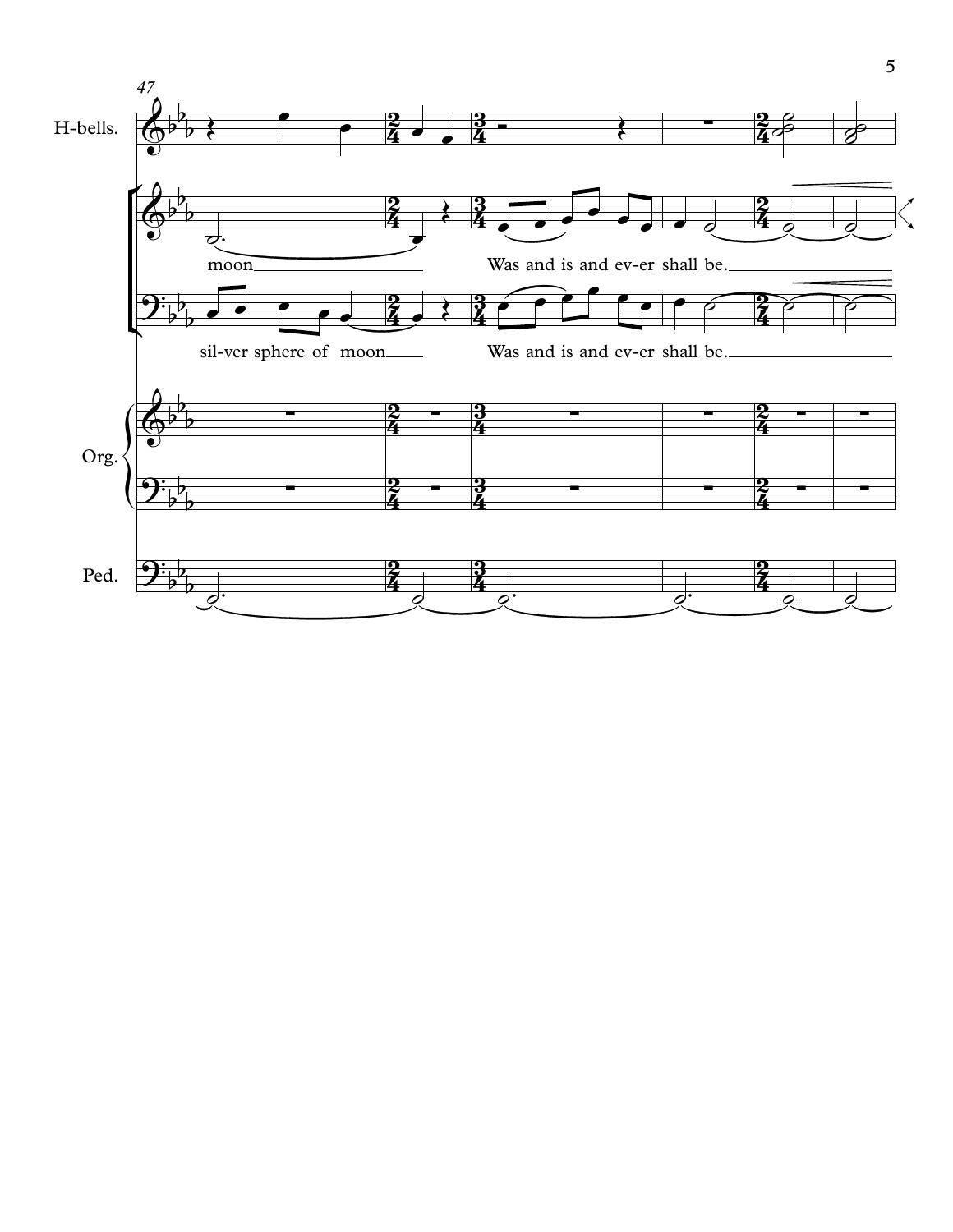47

H-bells.

moon Was and is and ev-er shall be.

sil-ver sphere of moon Was and is and ev-er shall be.

Org.

Ped.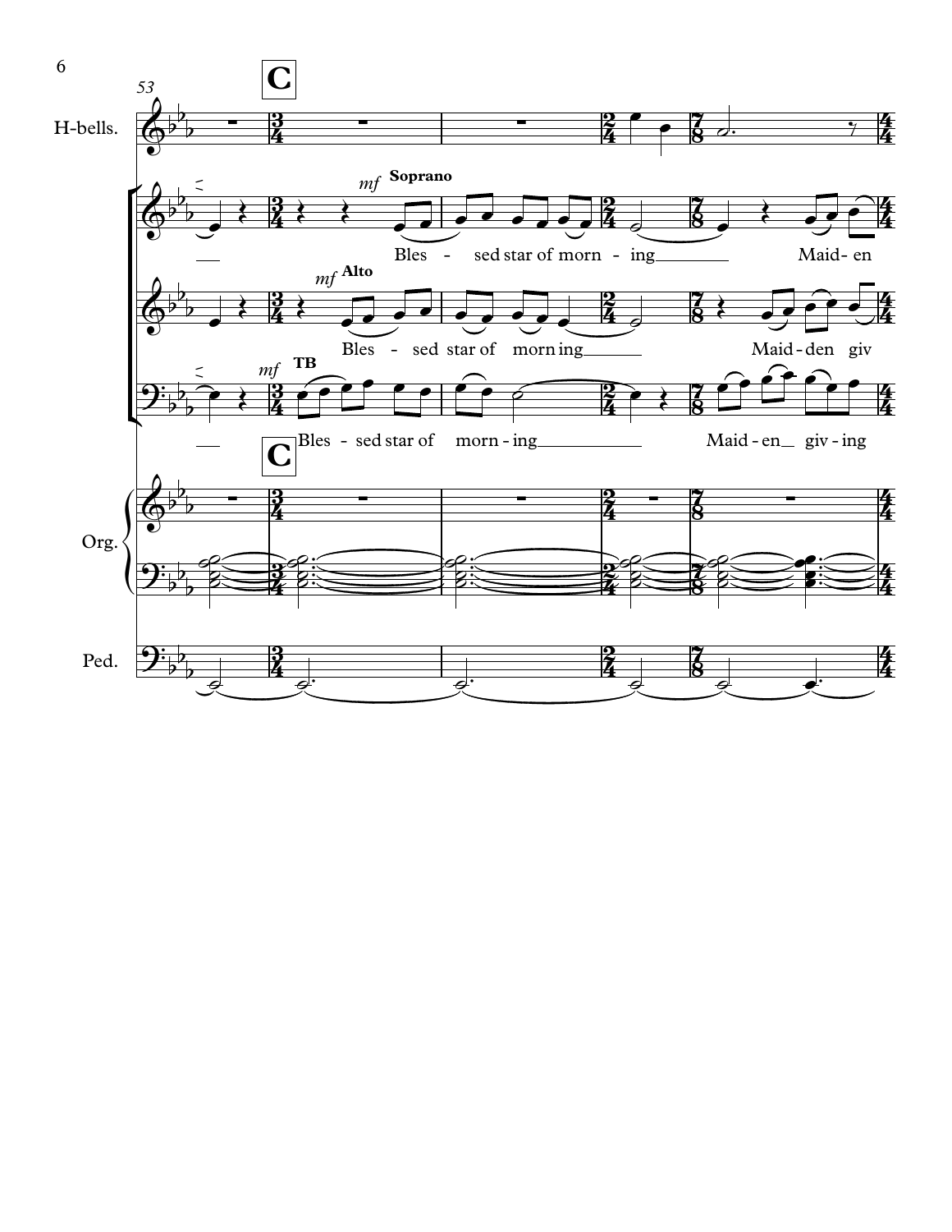**C**

H-bells.

Soprano *mf*: Bles - sed star of morn - ing Maid- en

Alto *mf*: Bles - sed star of morn ing Maid - den giv

TB *mf*: Bles - sed star of morn - ing Maid - en giv - ing

Org.

Ped.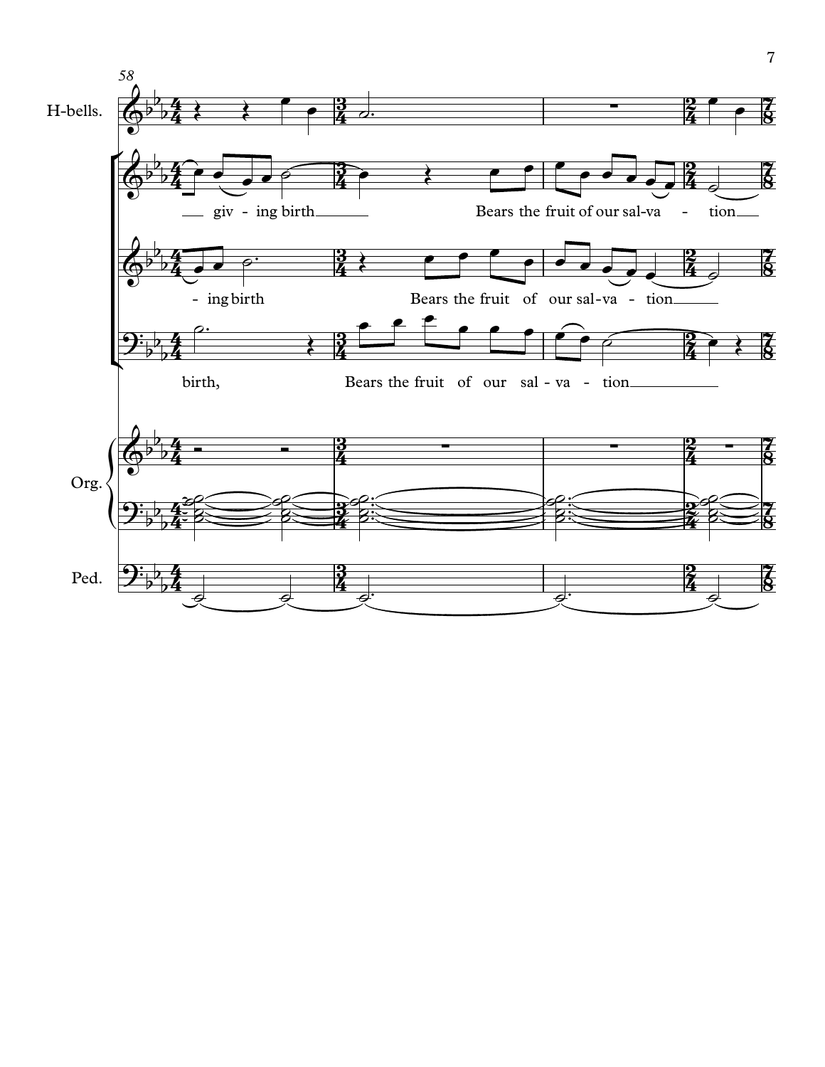58

H-bells.

giv - ing birth Bears the fruit of our sal-va - tion

- ing birth Bears the fruit of our sal-va - tion

birth, Bears the fruit of our sal - va - tion

Org.

Ped.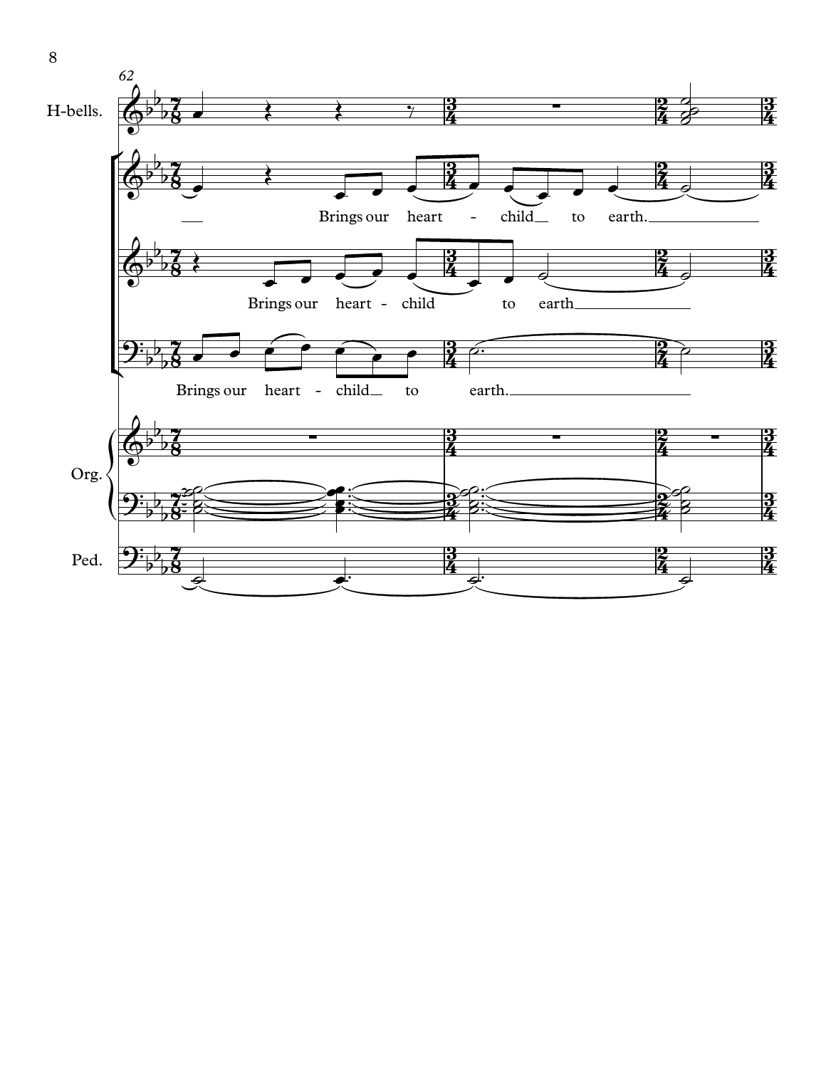H-bells.

Brings our heart - child to earth.

Brings our heart - child to earth

Brings our heart - child to earth.

Org.

Ped.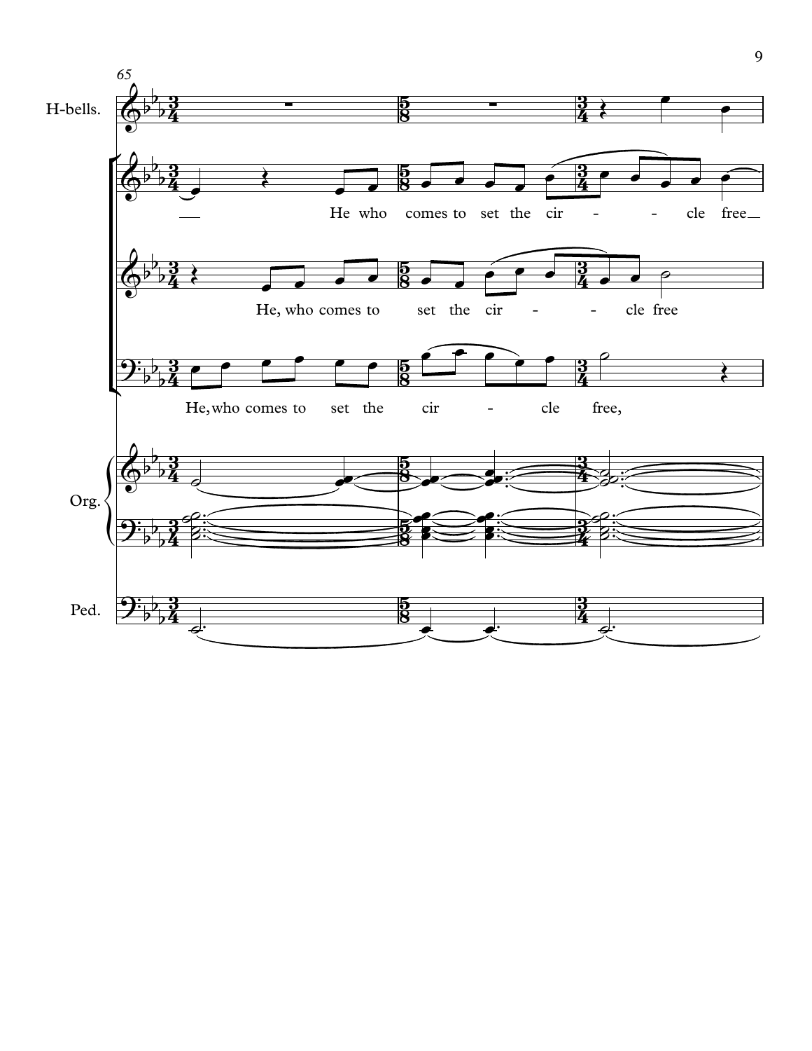65

H-bells.

He who comes to set the cir - - cle free

He, who comes to set the cir - - cle free

He, who comes to set the cir - cle free,

Org.

Ped.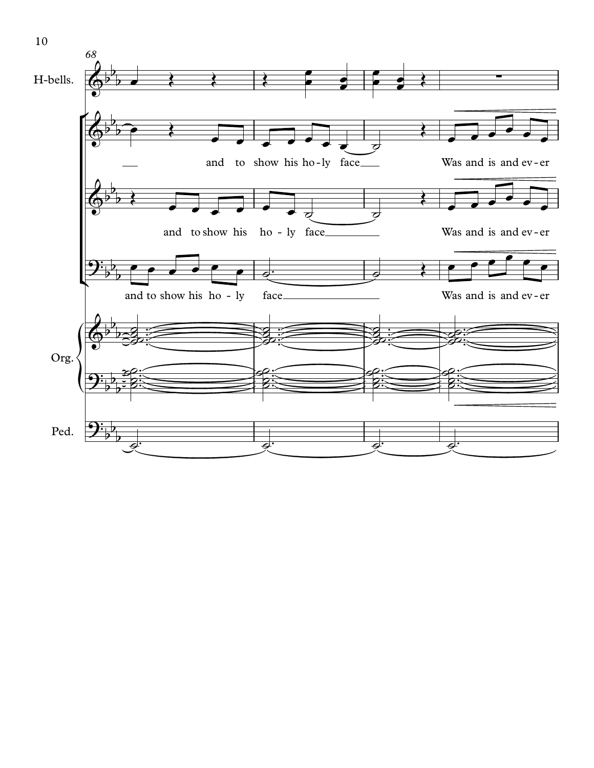68

H-bells.

and to show his ho-ly face Was and is and ev-er

and to show his ho-ly face Was and is and ev-er

and to show his ho-ly face Was and is and ev-er

Org.

Ped.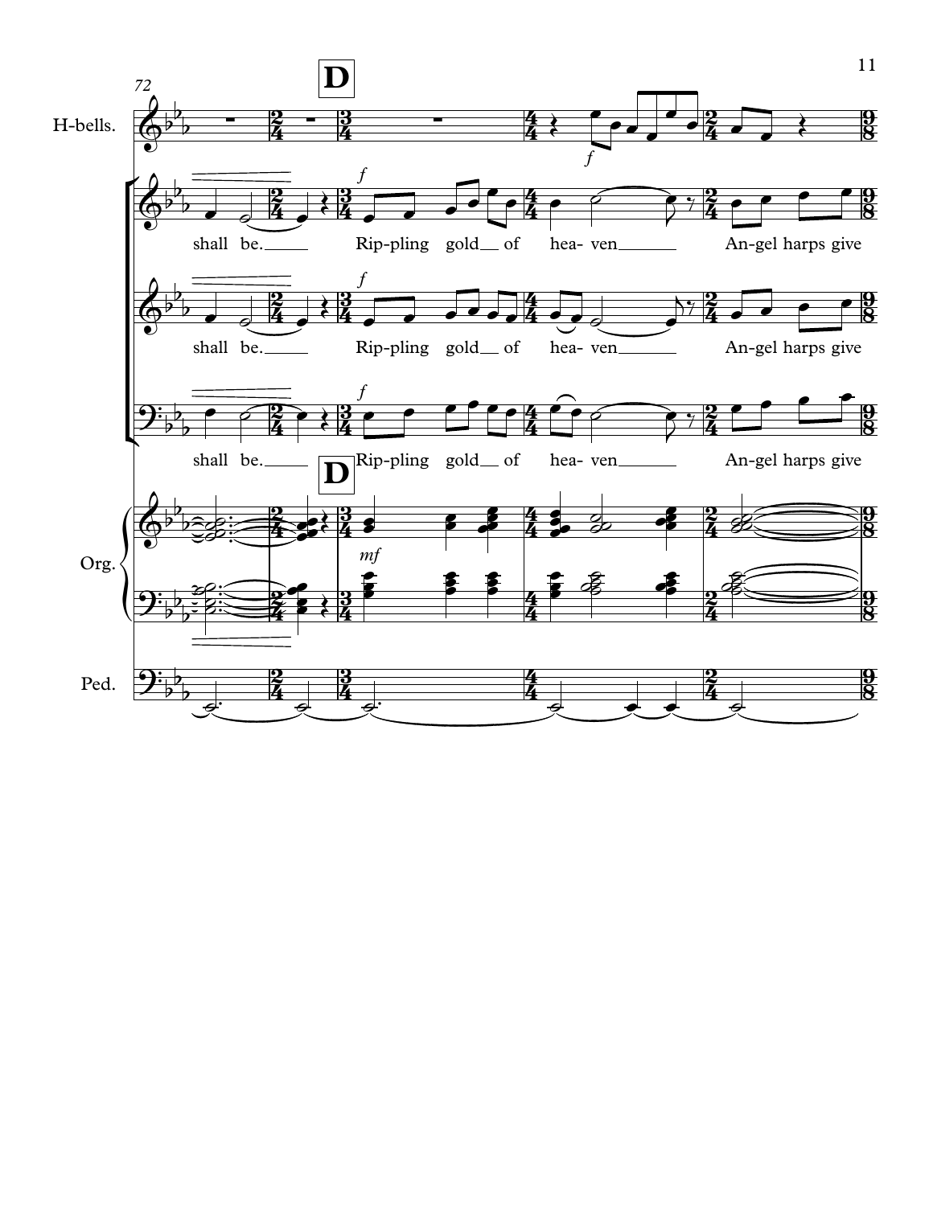72

**D**

H-bells.

*f*

shall be. Rip-pling gold of hea- ven An-gel harps give

*f*

shall be. Rip-pling gold of hea- ven An-gel harps give

*f*

shall be. Rip-pling gold of hea- ven An-gel harps give

**D**

Org.

*mf*

Ped.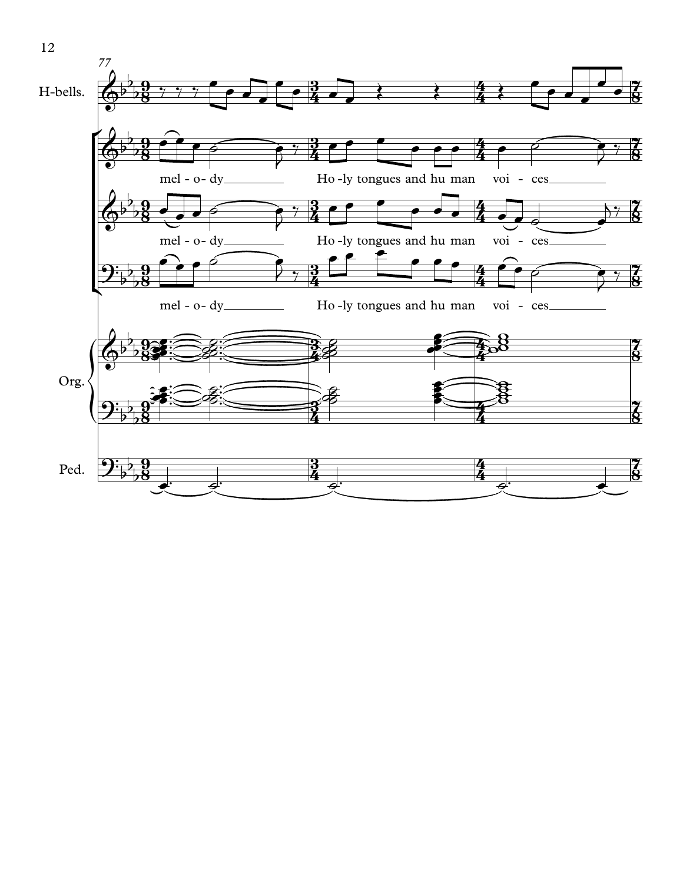77

H-bells.

mel - o- dy Ho -ly tongues and hu man voi - ces

mel - o- dy Ho -ly tongues and hu man voi - ces

mel - o- dy Ho -ly tongues and hu man voi - ces

Org.

Ped.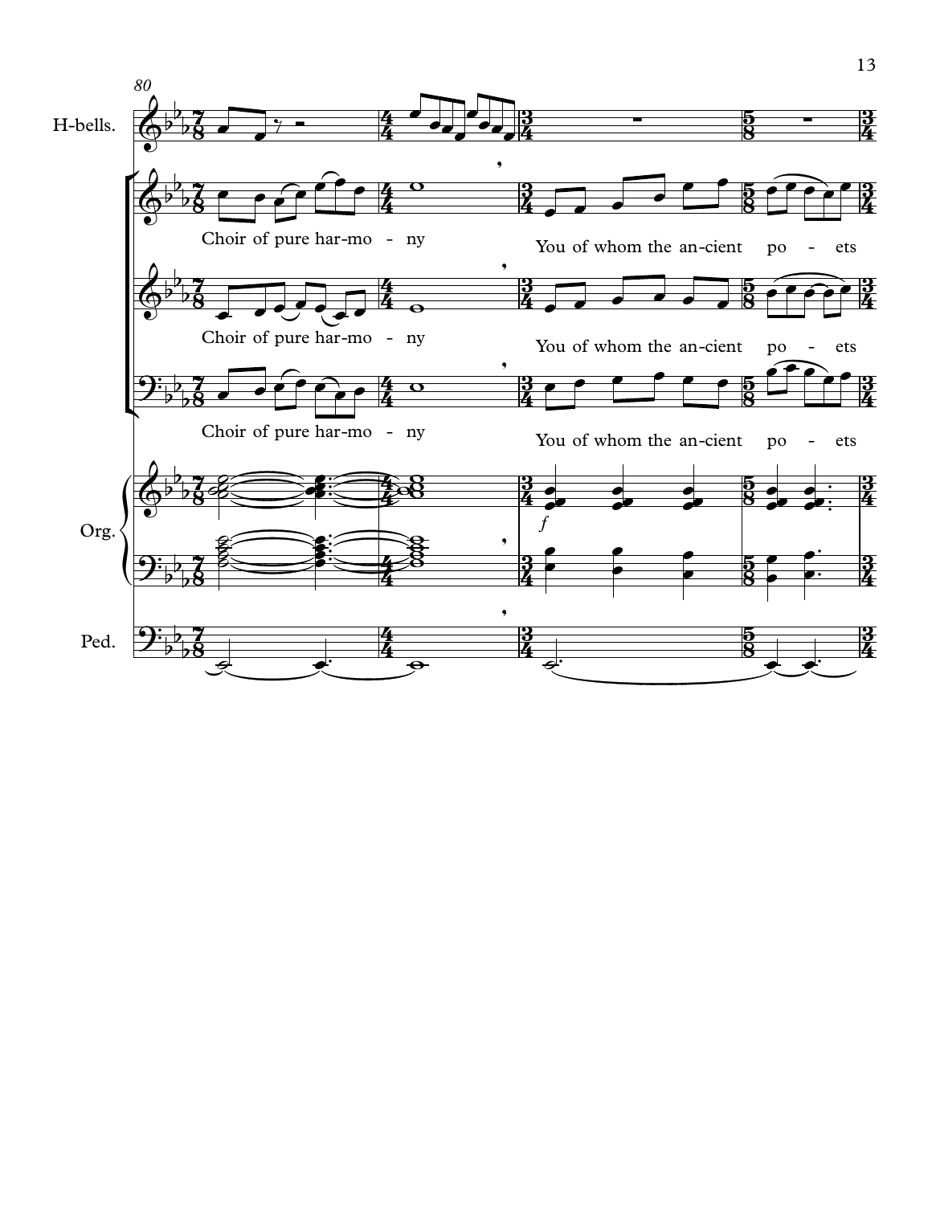80

H-bells.

Choir of pure har-mo - ny

You of whom the an-cient po - ets

Choir of pure har-mo - ny

You of whom the an-cient po - ets

Choir of pure har-mo - ny

You of whom the an-cient po - ets

Org.

*f*

Ped.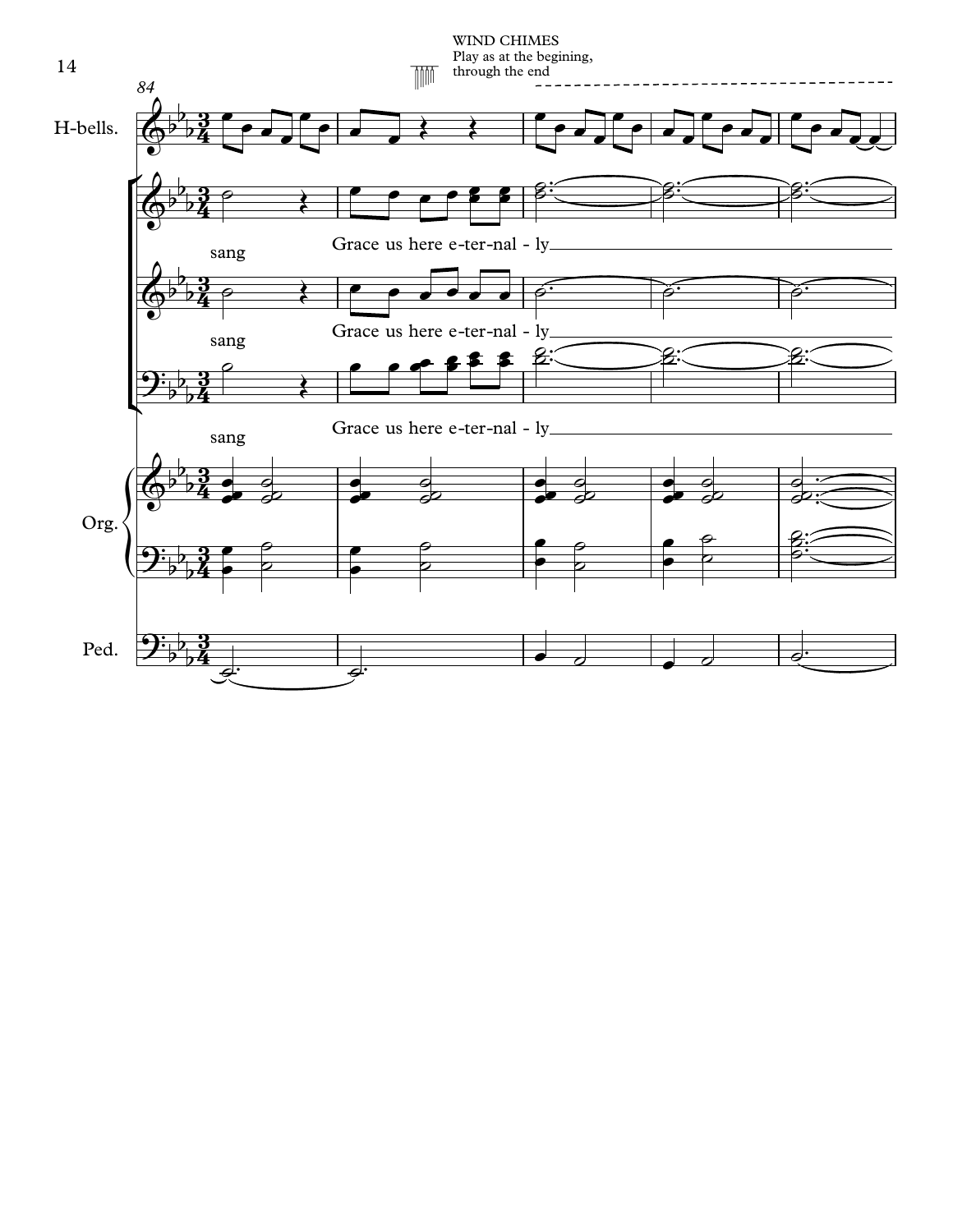WIND CHIMES
Play as at the begining,
through the end

84

H-bells.

sang

Grace us here e-ter-nal - ly

sang

Grace us here e-ter-nal - ly

sang

Grace us here e-ter-nal - ly

Org.

Ped.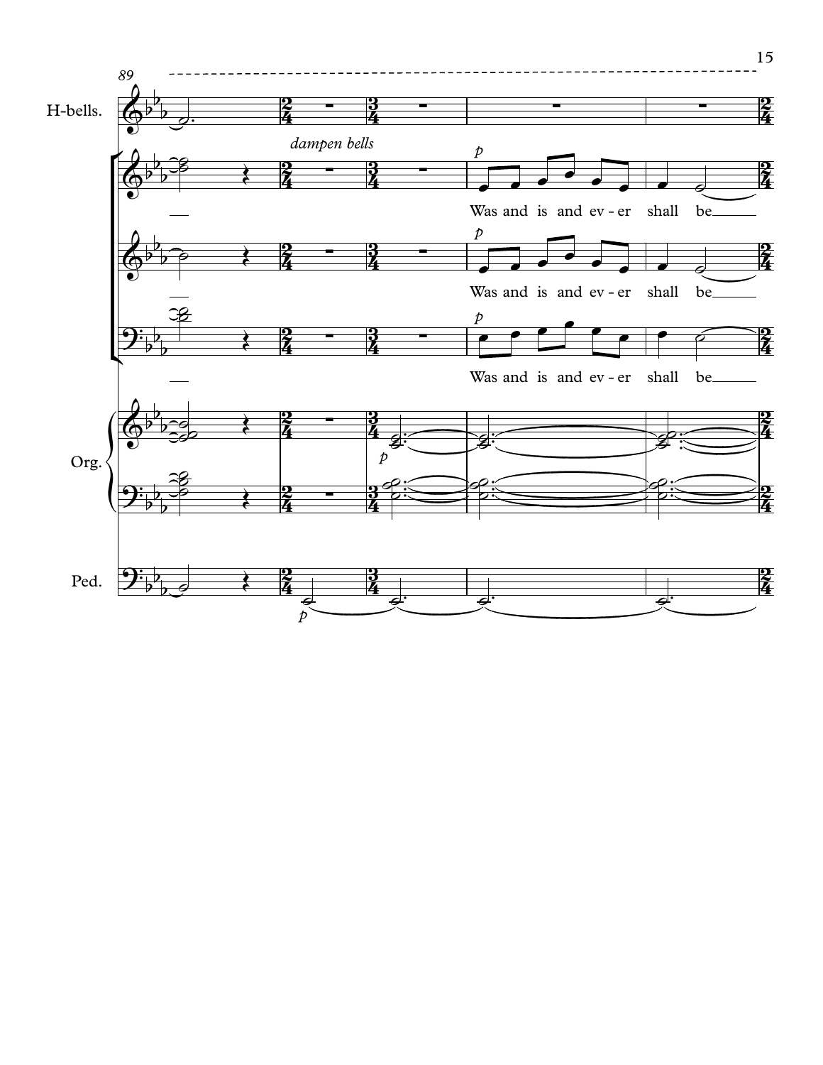89

H-bells.

*dampen bells*

*p*

Was and is and ev - er shall be

*p*

Was and is and ev - er shall be

*p*

Was and is and ev - er shall be

Org.

*p*

Ped.

*p*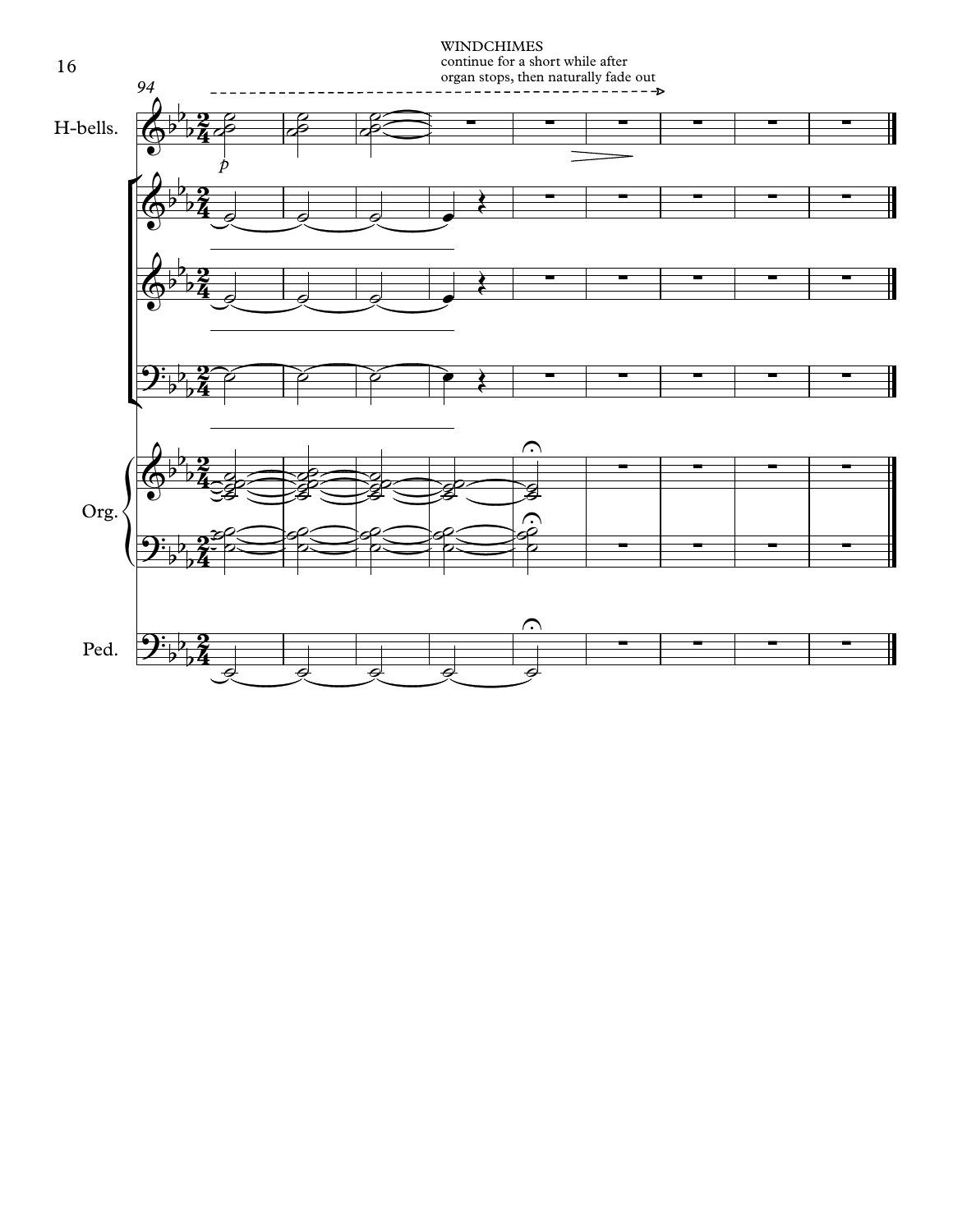WINDCHIMES
continue for a short while after
organ stops, then naturally fade out

94

H-bells.

*p*

Org.

Ped.